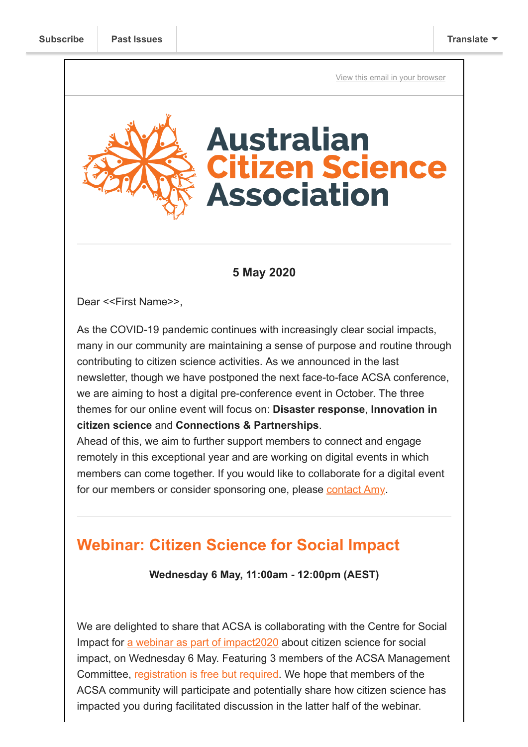Subscribe | Past Issues | Translate

View this email in your browser

# Australian Citizen Science Association

**5 May 2020**

Dear <<First Name>>,

As the COVID-19 pandemic continues with increasingly clear social impacts, many in our community are maintaining a sense of purpose and routine through contributing to citizen science activities. As we announced in the last newsletter, though we have postponed the next face-to-face ACSA conference, we are aiming to host a digital pre-conference event in October. The three themes for our online event will focus on: **Disaster response**, **Innovation in citizen science** and **Connections & Partnerships**.
Ahead of this, we aim to further support members to connect and engage remotely in this exceptional year and are working on digital events in which members can come together. If you would like to collaborate for a digital event for our members or consider sponsoring one, please contact Amy.

## Webinar: Citizen Science for Social Impact

**Wednesday 6 May, 11:00am - 12:00pm (AEST)**

We are delighted to share that ACSA is collaborating with the Centre for Social Impact for a webinar as part of impact2020 about citizen science for social impact, on Wednesday 6 May. Featuring 3 members of the ACSA Management Committee, registration is free but required. We hope that members of the ACSA community will participate and potentially share how citizen science has impacted you during facilitated discussion in the latter half of the webinar.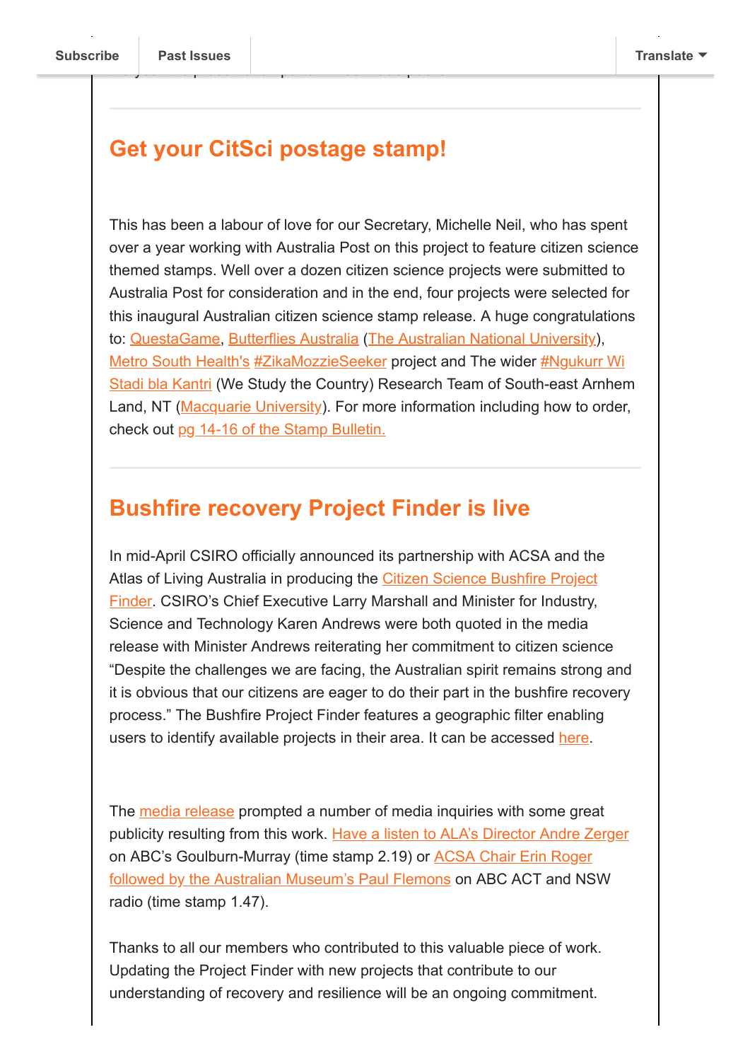## Get your CitSci postage stamp!

This has been a labour of love for our Secretary, Michelle Neil, who has spent over a year working with Australia Post on this project to feature citizen science themed stamps. Well over a dozen citizen science projects were submitted to Australia Post for consideration and in the end, four projects were selected for this inaugural Australian citizen science stamp release. A huge congratulations to: QuestaGame, Butterflies Australia (The Australian National University), Metro South Health's #ZikaMozzieSeeker project and The wider #Ngukurr Wi Stadi bla Kantri (We Study the Country) Research Team of South-east Arnhem Land, NT (Macquarie University). For more information including how to order, check out pg 14-16 of the Stamp Bulletin.

## Bushfire recovery Project Finder is live

In mid-April CSIRO officially announced its partnership with ACSA and the Atlas of Living Australia in producing the Citizen Science Bushfire Project Finder. CSIRO's Chief Executive Larry Marshall and Minister for Industry, Science and Technology Karen Andrews were both quoted in the media release with Minister Andrews reiterating her commitment to citizen science "Despite the challenges we are facing, the Australian spirit remains strong and it is obvious that our citizens are eager to do their part in the bushfire recovery process." The Bushfire Project Finder features a geographic filter enabling users to identify available projects in their area. It can be accessed here.

The media release prompted a number of media inquiries with some great publicity resulting from this work. Have a listen to ALA's Director Andre Zerger on ABC's Goulburn-Murray (time stamp 2.19) or ACSA Chair Erin Roger followed by the Australian Museum's Paul Flemons on ABC ACT and NSW radio (time stamp 1.47).

Thanks to all our members who contributed to this valuable piece of work. Updating the Project Finder with new projects that contribute to our understanding of recovery and resilience will be an ongoing commitment.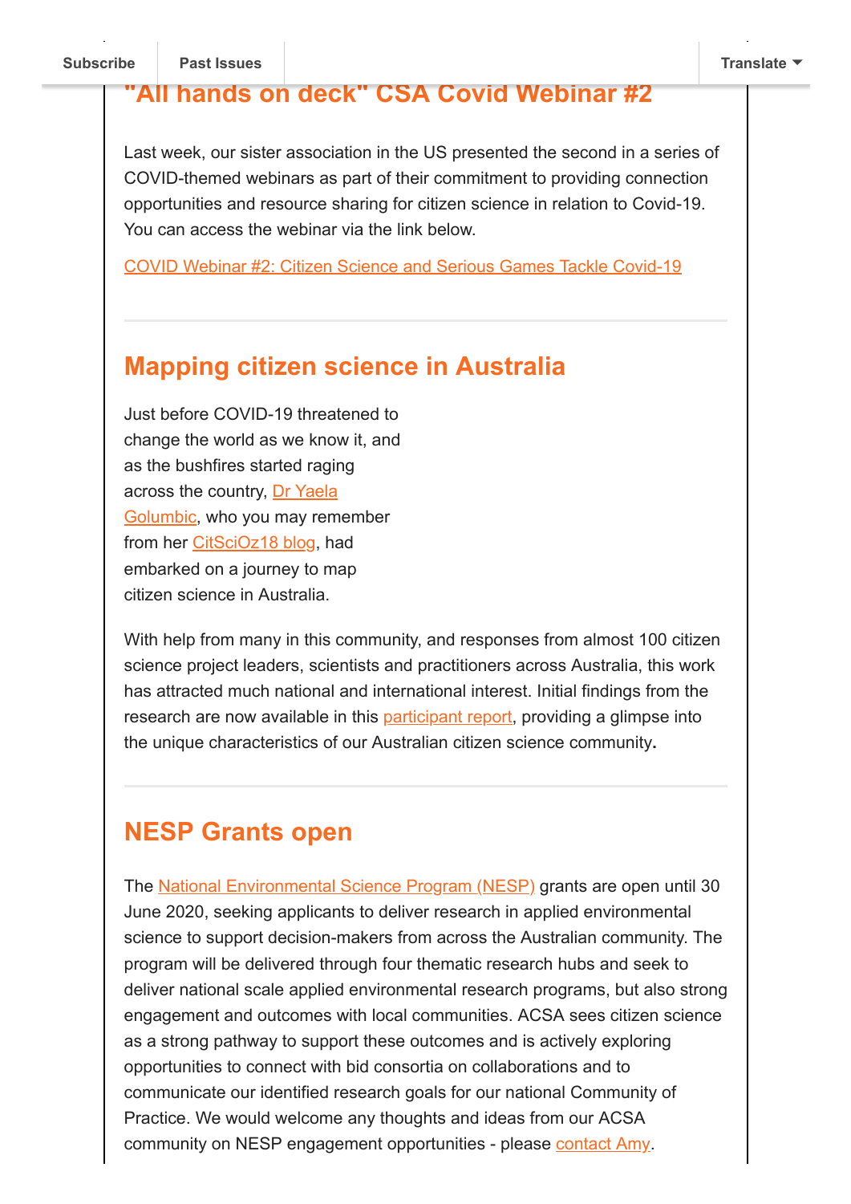## "All hands on deck" CSA Covid Webinar #2

Last week, our sister association in the US presented the second in a series of COVID-themed webinars as part of their commitment to providing connection opportunities and resource sharing for citizen science in relation to Covid-19. You can access the webinar via the link below.

COVID Webinar #2: Citizen Science and Serious Games Tackle Covid-19

---

## Mapping citizen science in Australia

Just before COVID-19 threatened to change the world as we know it, and as the bushfires started raging across the country, Dr Yaela Golumbic, who you may remember from her CitSciOz18 blog, had embarked on a journey to map citizen science in Australia.

With help from many in this community, and responses from almost 100 citizen science project leaders, scientists and practitioners across Australia, this work has attracted much national and international interest. Initial findings from the research are now available in this participant report, providing a glimpse into the unique characteristics of our Australian citizen science community.

---

## NESP Grants open

The National Environmental Science Program (NESP) grants are open until 30 June 2020, seeking applicants to deliver research in applied environmental science to support decision-makers from across the Australian community. The program will be delivered through four thematic research hubs and seek to deliver national scale applied environmental research programs, but also strong engagement and outcomes with local communities. ACSA sees citizen science as a strong pathway to support these outcomes and is actively exploring opportunities to connect with bid consortia on collaborations and to communicate our identified research goals for our national Community of Practice. We would welcome any thoughts and ideas from our ACSA community on NESP engagement opportunities - please contact Amy.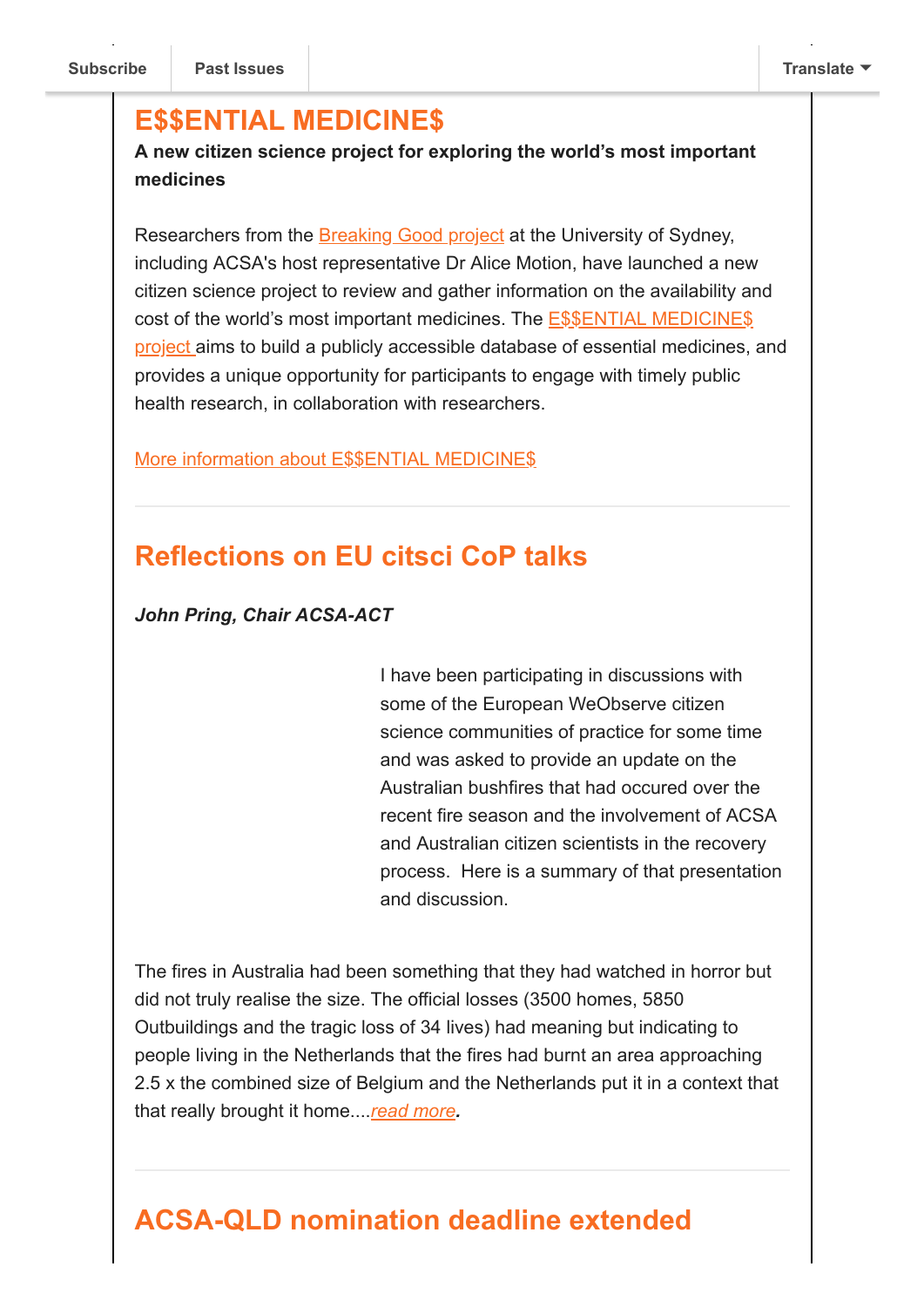Subscribe | Past Issues | Translate

## E$$ENTIAL MEDICINE$

**A new citizen science project for exploring the world's most important medicines**

Researchers from the Breaking Good project at the University of Sydney, including ACSA's host representative Dr Alice Motion, have launched a new citizen science project to review and gather information on the availability and cost of the world's most important medicines. The E$$ENTIAL MEDICINE$ project aims to build a publicly accessible database of essential medicines, and provides a unique opportunity for participants to engage with timely public health research, in collaboration with researchers.

More information about E$$ENTIAL MEDICINE$

---

## Reflections on EU citsci CoP talks

***John Pring, Chair ACSA-ACT***

I have been participating in discussions with some of the European WeObserve citizen science communities of practice for some time and was asked to provide an update on the Australian bushfires that had occured over the recent fire season and the involvement of ACSA and Australian citizen scientists in the recovery process. Here is a summary of that presentation and discussion.

The fires in Australia had been something that they had watched in horror but did not truly realise the size. The official losses (3500 homes, 5850 Outbuildings and the tragic loss of 34 lives) had meaning but indicating to people living in the Netherlands that the fires had burnt an area approaching 2.5 x the combined size of Belgium and the Netherlands put it in a context that that really brought it home....*read more*.

---

## ACSA-QLD nomination deadline extended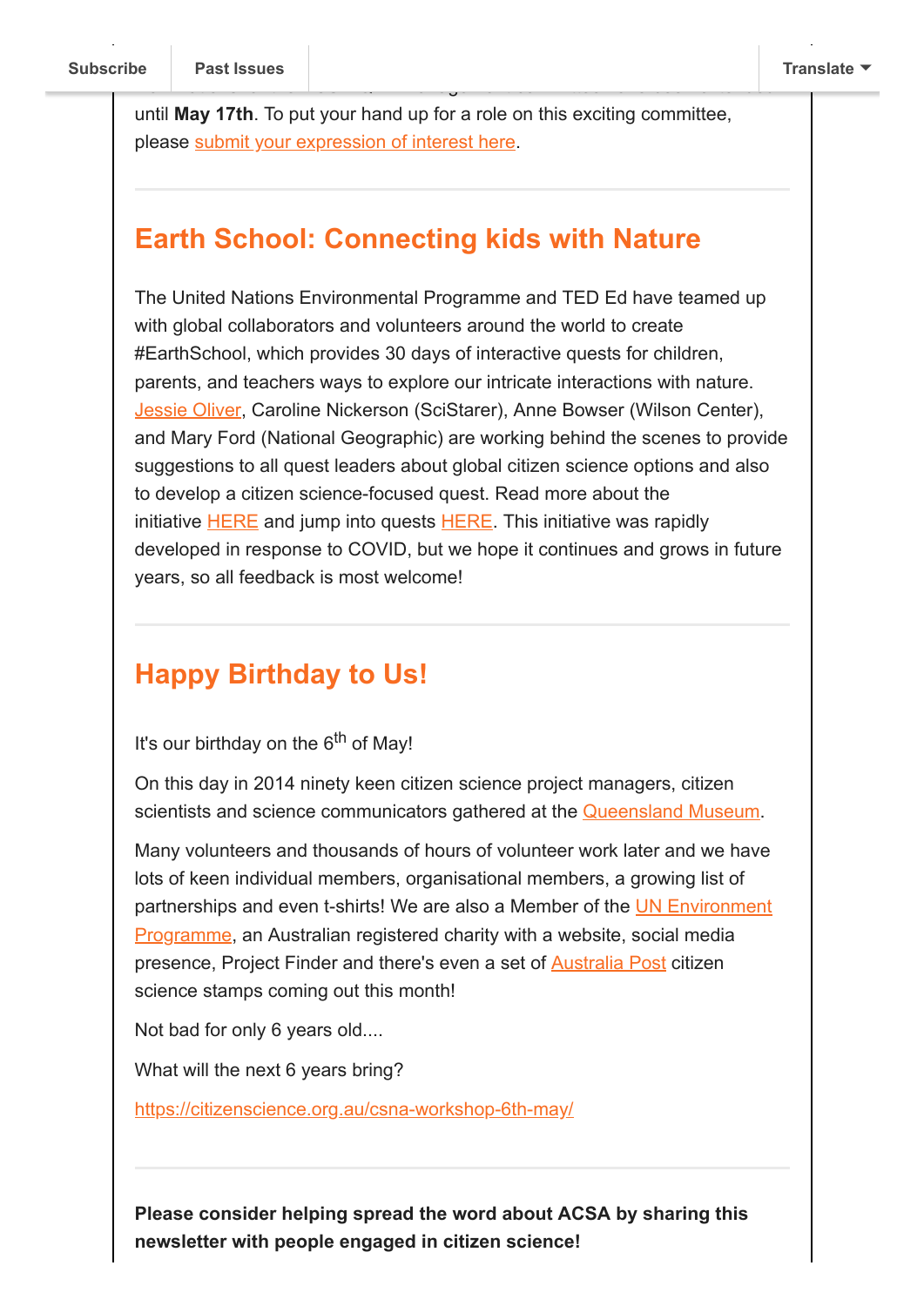until **May 17th**. To put your hand up for a role on this exciting committee, please submit your expression of interest here.

---

## Earth School: Connecting kids with Nature

The United Nations Environmental Programme and TED Ed have teamed up with global collaborators and volunteers around the world to create #EarthSchool, which provides 30 days of interactive quests for children, parents, and teachers ways to explore our intricate interactions with nature. Jessie Oliver, Caroline Nickerson (SciStarer), Anne Bowser (Wilson Center), and Mary Ford (National Geographic) are working behind the scenes to provide suggestions to all quest leaders about global citizen science options and also to develop a citizen science-focused quest. Read more about the initiative HERE and jump into quests HERE. This initiative was rapidly developed in response to COVID, but we hope it continues and grows in future years, so all feedback is most welcome!

---

## Happy Birthday to Us!

It's our birthday on the 6th of May!

On this day in 2014 ninety keen citizen science project managers, citizen scientists and science communicators gathered at the Queensland Museum.

Many volunteers and thousands of hours of volunteer work later and we have lots of keen individual members, organisational members, a growing list of partnerships and even t-shirts! We are also a Member of the UN Environment Programme, an Australian registered charity with a website, social media presence, Project Finder and there's even a set of Australia Post citizen science stamps coming out this month!

Not bad for only 6 years old....

What will the next 6 years bring?

https://citizenscience.org.au/csna-workshop-6th-may/

---

**Please consider helping spread the word about ACSA by sharing this newsletter with people engaged in citizen science!**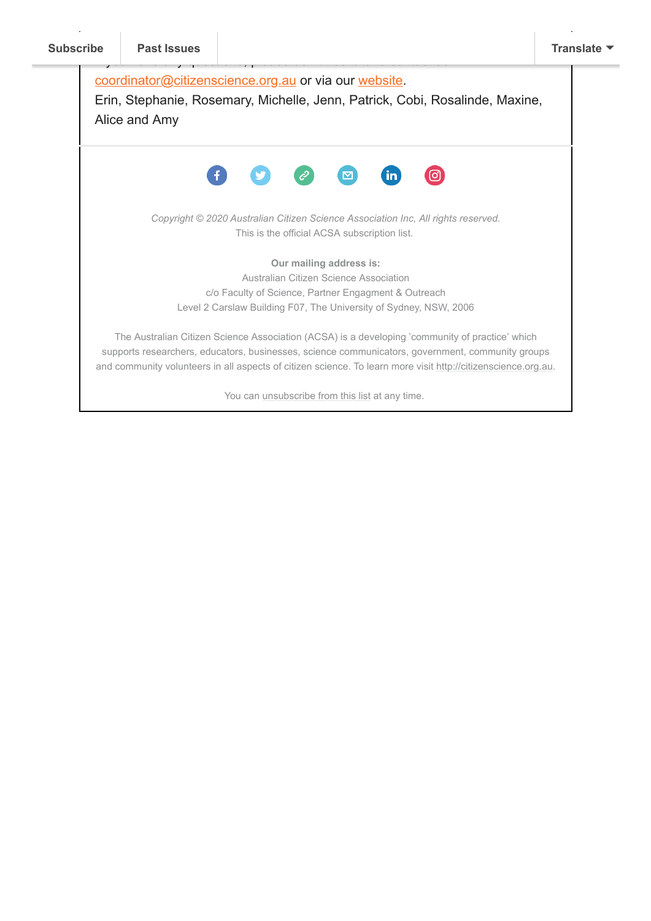[coordinator@citizenscience.org.au](mailto:coordinator@citizenscience.org.au) or via our [website](http://citizenscience.org.au).

Erin, Stephanie, Rosemary, Michelle, Jenn, Patrick, Cobi, Rosalinde, Maxine, Alice and Amy

*Copyright © 2020 Australian Citizen Science Association Inc, All rights reserved.*

This is the official ACSA subscription list.

**Our mailing address is:**

Australian Citizen Science Association

c/o Faculty of Science, Partner Engagment & Outreach

Level 2 Carslaw Building F07, The University of Sydney, NSW, 2006

The Australian Citizen Science Association (ACSA) is a developing 'community of practice' which supports researchers, educators, businesses, science communicators, government, community groups and community volunteers in all aspects of citizen science. To learn more visit http://citizenscience.org.au.

You can unsubscribe from this list at any time.